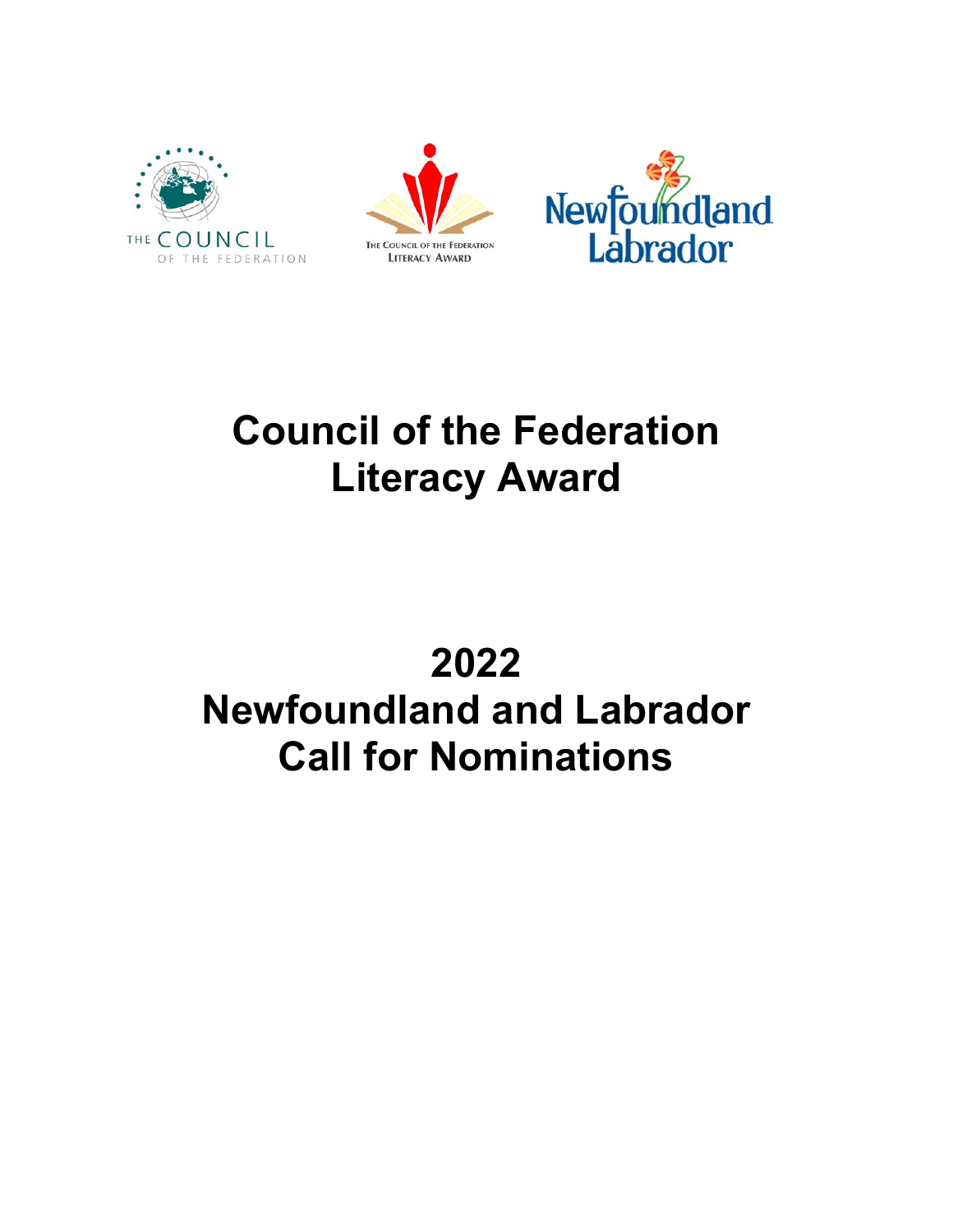# Council of the Federation Literacy Award

# 2022
# Newfoundland and Labrador
# Call for Nominations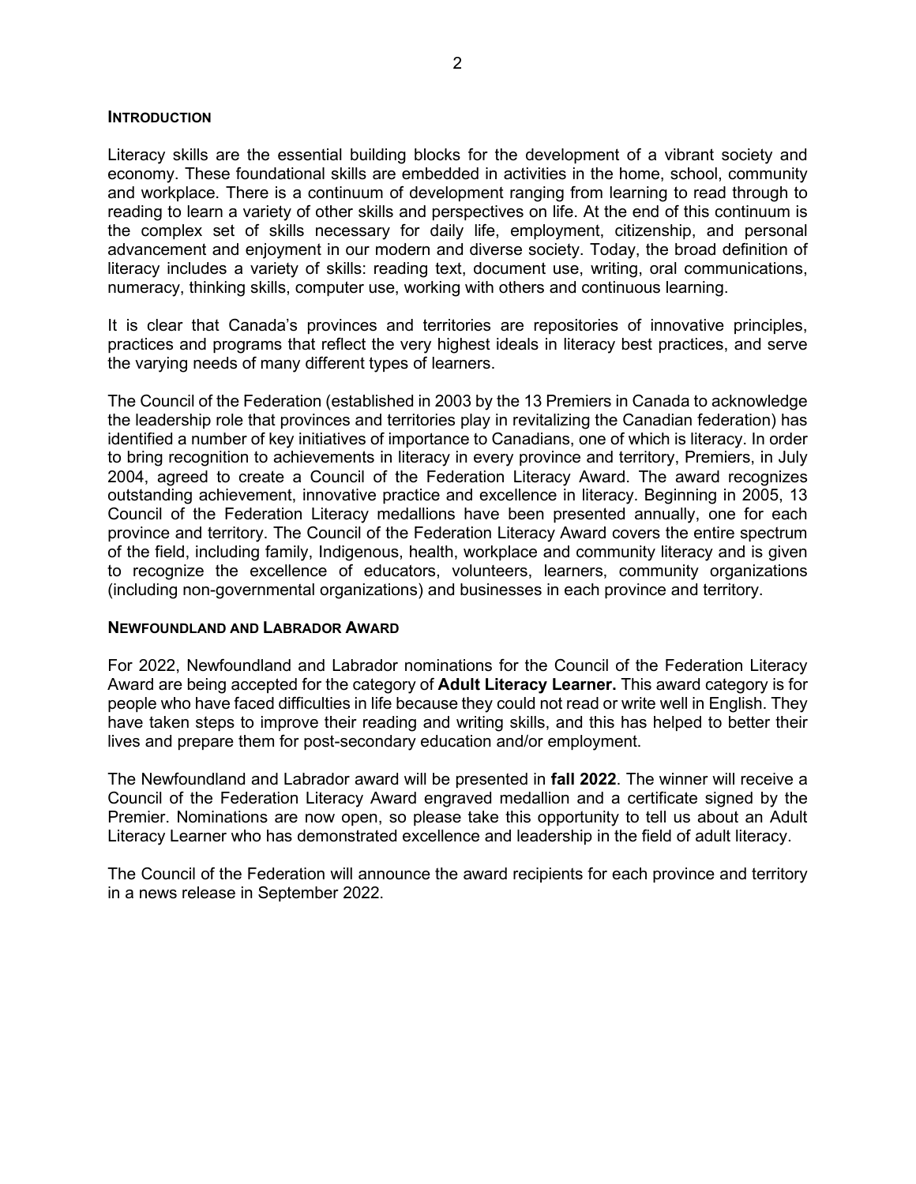## INTRODUCTION

Literacy skills are the essential building blocks for the development of a vibrant society and economy. These foundational skills are embedded in activities in the home, school, community and workplace. There is a continuum of development ranging from learning to read through to reading to learn a variety of other skills and perspectives on life. At the end of this continuum is the complex set of skills necessary for daily life, employment, citizenship, and personal advancement and enjoyment in our modern and diverse society. Today, the broad definition of literacy includes a variety of skills: reading text, document use, writing, oral communications, numeracy, thinking skills, computer use, working with others and continuous learning.

It is clear that Canada's provinces and territories are repositories of innovative principles, practices and programs that reflect the very highest ideals in literacy best practices, and serve the varying needs of many different types of learners.

The Council of the Federation (established in 2003 by the 13 Premiers in Canada to acknowledge the leadership role that provinces and territories play in revitalizing the Canadian federation) has identified a number of key initiatives of importance to Canadians, one of which is literacy. In order to bring recognition to achievements in literacy in every province and territory, Premiers, in July 2004, agreed to create a Council of the Federation Literacy Award. The award recognizes outstanding achievement, innovative practice and excellence in literacy. Beginning in 2005, 13 Council of the Federation Literacy medallions have been presented annually, one for each province and territory. The Council of the Federation Literacy Award covers the entire spectrum of the field, including family, Indigenous, health, workplace and community literacy and is given to recognize the excellence of educators, volunteers, learners, community organizations (including non-governmental organizations) and businesses in each province and territory.

## NEWFOUNDLAND AND LABRADOR AWARD

For 2022, Newfoundland and Labrador nominations for the Council of the Federation Literacy Award are being accepted for the category of **Adult Literacy Learner.** This award category is for people who have faced difficulties in life because they could not read or write well in English. They have taken steps to improve their reading and writing skills, and this has helped to better their lives and prepare them for post-secondary education and/or employment.

The Newfoundland and Labrador award will be presented in **fall 2022**. The winner will receive a Council of the Federation Literacy Award engraved medallion and a certificate signed by the Premier. Nominations are now open, so please take this opportunity to tell us about an Adult Literacy Learner who has demonstrated excellence and leadership in the field of adult literacy.

The Council of the Federation will announce the award recipients for each province and territory in a news release in September 2022.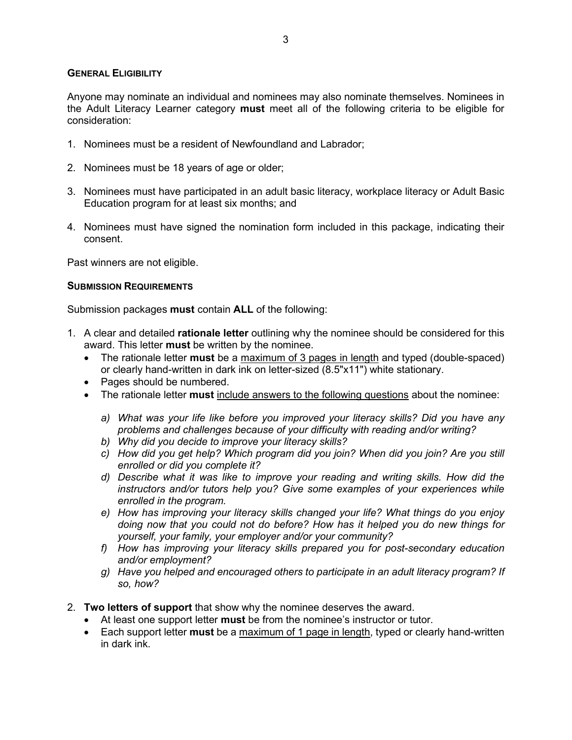## General Eligibility

Anyone may nominate an individual and nominees may also nominate themselves. Nominees in the Adult Literacy Learner category **must** meet all of the following criteria to be eligible for consideration:

1. Nominees must be a resident of Newfoundland and Labrador;

2. Nominees must be 18 years of age or older;

3. Nominees must have participated in an adult basic literacy, workplace literacy or Adult Basic Education program for at least six months; and

4. Nominees must have signed the nomination form included in this package, indicating their consent.

Past winners are not eligible.

## Submission Requirements

Submission packages **must** contain **ALL** of the following:

1. A clear and detailed **rationale letter** outlining why the nominee should be considered for this award. This letter **must** be written by the nominee.
   - The rationale letter **must** be a <u>maximum of 3 pages in length</u> and typed (double-spaced) or clearly hand-written in dark ink on letter-sized (8.5"x11") white stationary.
   - Pages should be numbered.
   - The rationale letter **must** <u>include answers to the following questions</u> about the nominee:

     a) *What was your life like before you improved your literacy skills? Did you have any problems and challenges because of your difficulty with reading and/or writing?*
     b) *Why did you decide to improve your literacy skills?*
     c) *How did you get help? Which program did you join? When did you join? Are you still enrolled or did you complete it?*
     d) *Describe what it was like to improve your reading and writing skills. How did the instructors and/or tutors help you? Give some examples of your experiences while enrolled in the program.*
     e) *How has improving your literacy skills changed your life? What things do you enjoy doing now that you could not do before? How has it helped you do new things for yourself, your family, your employer and/or your community?*
     f) *How has improving your literacy skills prepared you for post-secondary education and/or employment?*
     g) *Have you helped and encouraged others to participate in an adult literacy program? If so, how?*

2. **Two letters of support** that show why the nominee deserves the award.
   - At least one support letter **must** be from the nominee's instructor or tutor.
   - Each support letter **must** be a <u>maximum of 1 page in length</u>, typed or clearly hand-written in dark ink.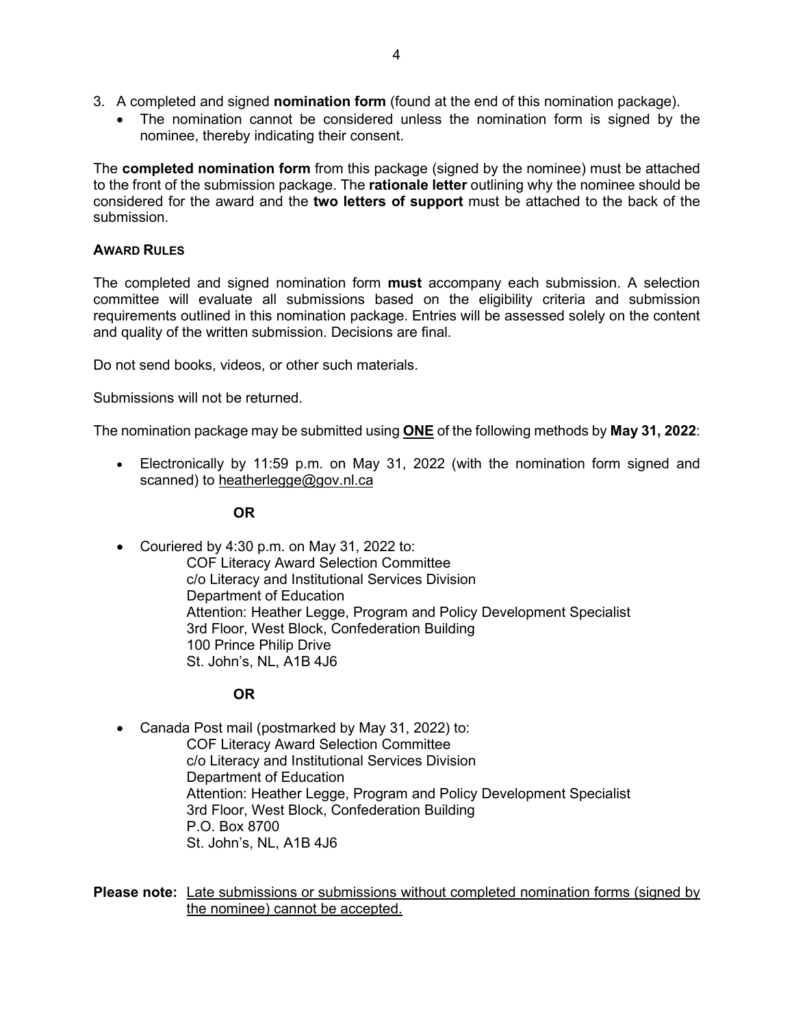3. A completed and signed **nomination form** (found at the end of this nomination package).
   - The nomination cannot be considered unless the nomination form is signed by the nominee, thereby indicating their consent.

The **completed nomination form** from this package (signed by the nominee) must be attached to the front of the submission package. The **rationale letter** outlining why the nominee should be considered for the award and the **two letters of support** must be attached to the back of the submission.

**AWARD RULES**

The completed and signed nomination form **must** accompany each submission. A selection committee will evaluate all submissions based on the eligibility criteria and submission requirements outlined in this nomination package. Entries will be assessed solely on the content and quality of the written submission. Decisions are final.

Do not send books, videos, or other such materials.

Submissions will not be returned.

The nomination package may be submitted using **ONE** of the following methods by **May 31, 2022**:

- Electronically by 11:59 p.m. on May 31, 2022 (with the nomination form signed and scanned) to heatherlegge@gov.nl.ca

  **OR**

- Couriered by 4:30 p.m. on May 31, 2022 to:
  COF Literacy Award Selection Committee
  c/o Literacy and Institutional Services Division
  Department of Education
  Attention: Heather Legge, Program and Policy Development Specialist
  3rd Floor, West Block, Confederation Building
  100 Prince Philip Drive
  St. John's, NL, A1B 4J6

  **OR**

- Canada Post mail (postmarked by May 31, 2022) to:
  COF Literacy Award Selection Committee
  c/o Literacy and Institutional Services Division
  Department of Education
  Attention: Heather Legge, Program and Policy Development Specialist
  3rd Floor, West Block, Confederation Building
  P.O. Box 8700
  St. John's, NL, A1B 4J6

**Please note:** Late submissions or submissions without completed nomination forms (signed by the nominee) cannot be accepted.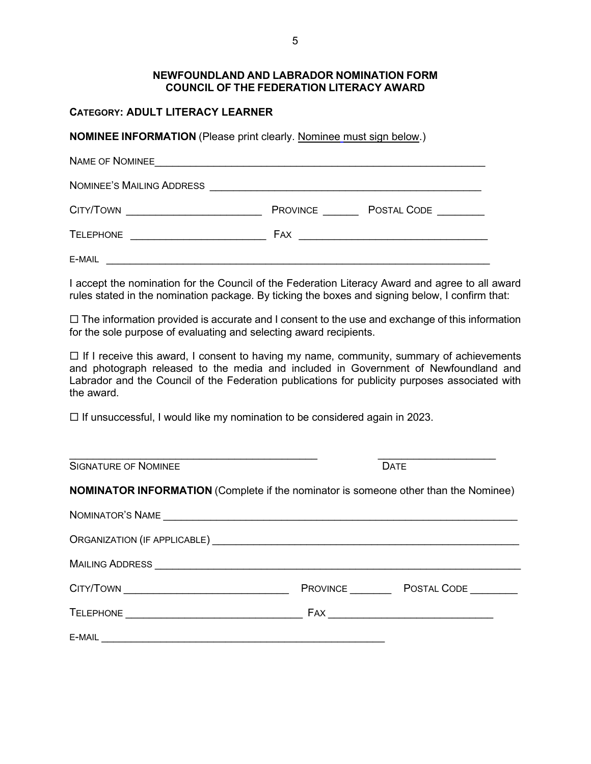**NEWFOUNDLAND AND LABRADOR NOMINATION FORM**
**COUNCIL OF THE FEDERATION LITERACY AWARD**

**CATEGORY: ADULT LITERACY LEARNER**

**NOMINEE INFORMATION** (Please print clearly. Nominee must sign below.)

NAME OF NOMINEE_______________________________________________________

NOMINEE'S MAILING ADDRESS _______________________________________________

CITY/TOWN _______________________ PROVINCE ______ POSTAL CODE ________

TELEPHONE _______________________ FAX ________________________________

E-MAIL ___________________________________________________________________

I accept the nomination for the Council of the Federation Literacy Award and agree to all award rules stated in the nomination package. By ticking the boxes and signing below, I confirm that:

☐ The information provided is accurate and I consent to the use and exchange of this information for the sole purpose of evaluating and selecting award recipients.

☐ If I receive this award, I consent to having my name, community, summary of achievements and photograph released to the media and included in Government of Newfoundland and Labrador and the Council of the Federation publications for publicity purposes associated with the award.

☐ If unsuccessful, I would like my nomination to be considered again in 2023.

__________________________________________ ____________________

SIGNATURE OF NOMINEE DATE

**NOMINATOR INFORMATION** (Complete if the nominator is someone other than the Nominee)

NOMINATOR'S NAME _______________________________________________________

ORGANIZATION (IF APPLICABLE) ______________________________________________

MAILING ADDRESS _________________________________________________________

CITY/TOWN ____________________________ PROVINCE _______ POSTAL CODE ________

TELEPHONE ______________________________ FAX ___________________________

E-MAIL _________________________________________________